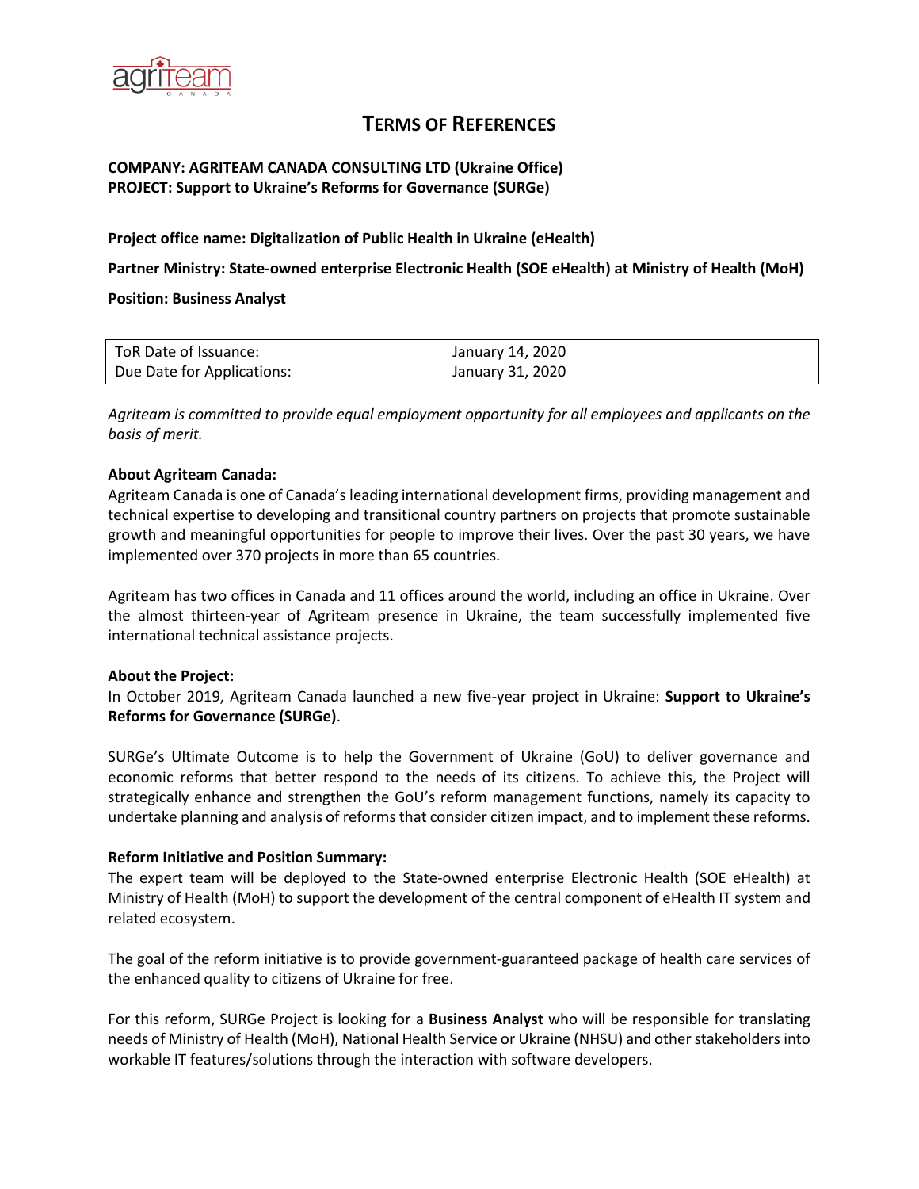# TERMS OF REFERENCES

**COMPANY: AGRITEAM CANADA CONSULTING LTD (Ukraine Office)**
**PROJECT: Support to Ukraine's Reforms for Governance (SURGe)**

**Project office name: Digitalization of Public Health in Ukraine (eHealth)**

**Partner Ministry: State-owned enterprise Electronic Health (SOE eHealth) at Ministry of Health (MoH)**

**Position: Business Analyst**

| ToR Date of Issuance: | January 14, 2020 |
| --- | --- |
| Due Date for Applications: | January 31, 2020 |

*Agriteam is committed to provide equal employment opportunity for all employees and applicants on the basis of merit.*

**About Agriteam Canada:**

Agriteam Canada is one of Canada's leading international development firms, providing management and technical expertise to developing and transitional country partners on projects that promote sustainable growth and meaningful opportunities for people to improve their lives. Over the past 30 years, we have implemented over 370 projects in more than 65 countries.

Agriteam has two offices in Canada and 11 offices around the world, including an office in Ukraine. Over the almost thirteen-year of Agriteam presence in Ukraine, the team successfully implemented five international technical assistance projects.

**About the Project:**

In October 2019, Agriteam Canada launched a new five-year project in Ukraine: **Support to Ukraine's Reforms for Governance (SURGe)**.

SURGe's Ultimate Outcome is to help the Government of Ukraine (GoU) to deliver governance and economic reforms that better respond to the needs of its citizens. To achieve this, the Project will strategically enhance and strengthen the GoU's reform management functions, namely its capacity to undertake planning and analysis of reforms that consider citizen impact, and to implement these reforms.

**Reform Initiative and Position Summary:**

The expert team will be deployed to the State-owned enterprise Electronic Health (SOE eHealth) at Ministry of Health (MoH) to support the development of the central component of eHealth IT system and related ecosystem.

The goal of the reform initiative is to provide government-guaranteed package of health care services of the enhanced quality to citizens of Ukraine for free.

For this reform, SURGe Project is looking for a **Business Analyst** who will be responsible for translating needs of Ministry of Health (MoH), National Health Service or Ukraine (NHSU) and other stakeholders into workable IT features/solutions through the interaction with software developers.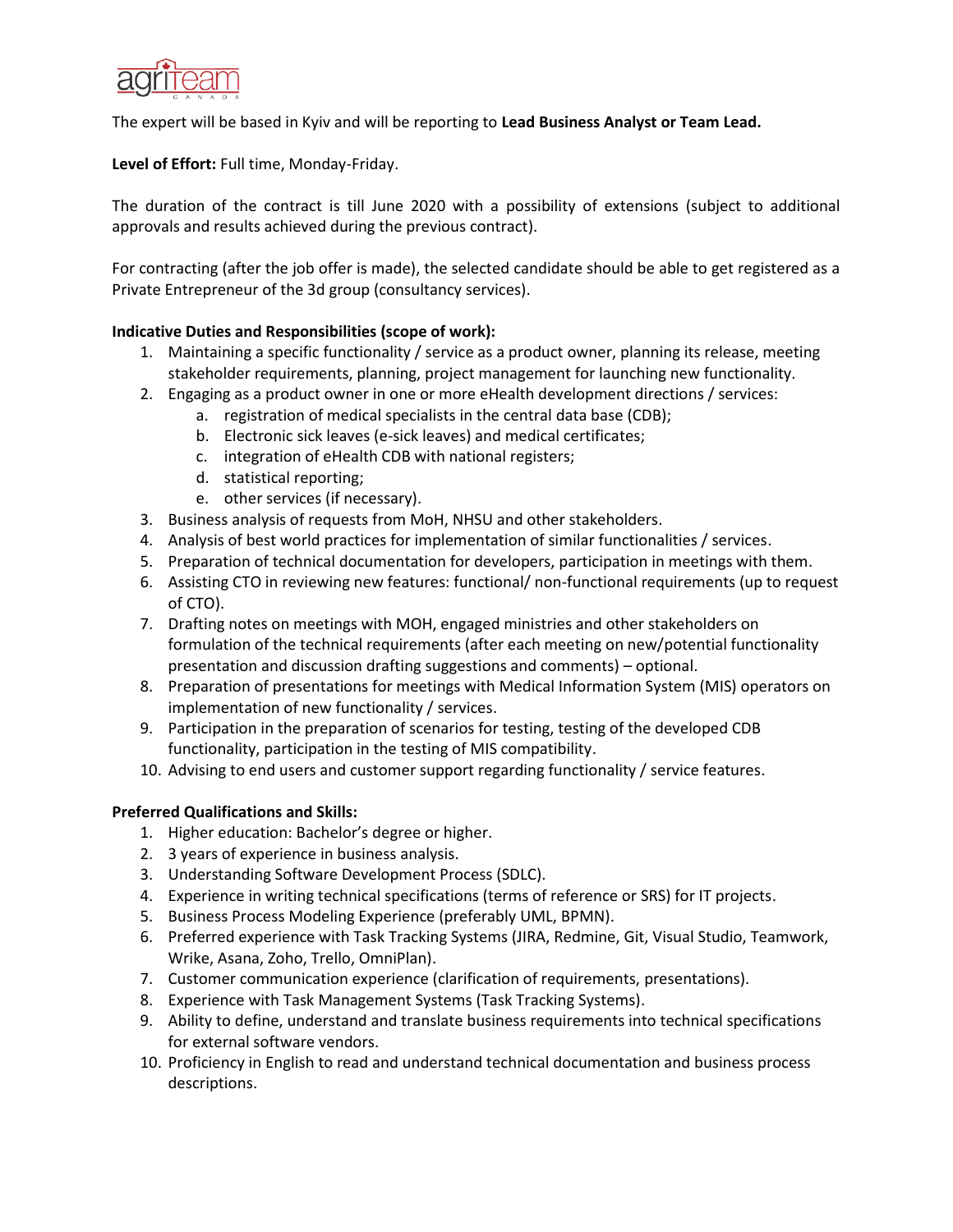The expert will be based in Kyiv and will be reporting to **Lead Business Analyst or Team Lead.**

**Level of Effort:** Full time, Monday-Friday.

The duration of the contract is till June 2020 with a possibility of extensions (subject to additional approvals and results achieved during the previous contract).

For contracting (after the job offer is made), the selected candidate should be able to get registered as a Private Entrepreneur of the 3d group (consultancy services).

**Indicative Duties and Responsibilities (scope of work):**

1. Maintaining a specific functionality / service as a product owner, planning its release, meeting stakeholder requirements, planning, project management for launching new functionality.
2. Engaging as a product owner in one or more eHealth development directions / services:
   a. registration of medical specialists in the central data base (CDB);
   b. Electronic sick leaves (e-sick leaves) and medical certificates;
   c. integration of eHealth CDB with national registers;
   d. statistical reporting;
   e. other services (if necessary).
3. Business analysis of requests from MoH, NHSU and other stakeholders.
4. Analysis of best world practices for implementation of similar functionalities / services.
5. Preparation of technical documentation for developers, participation in meetings with them.
6. Assisting CTO in reviewing new features: functional/ non-functional requirements (up to request of CTO).
7. Drafting notes on meetings with MOH, engaged ministries and other stakeholders on formulation of the technical requirements (after each meeting on new/potential functionality presentation and discussion drafting suggestions and comments) – optional.
8. Preparation of presentations for meetings with Medical Information System (MIS) operators on implementation of new functionality / services.
9. Participation in the preparation of scenarios for testing, testing of the developed CDB functionality, participation in the testing of MIS compatibility.
10. Advising to end users and customer support regarding functionality / service features.

**Preferred Qualifications and Skills:**

1. Higher education: Bachelor's degree or higher.
2. 3 years of experience in business analysis.
3. Understanding Software Development Process (SDLC).
4. Experience in writing technical specifications (terms of reference or SRS) for IT projects.
5. Business Process Modeling Experience (preferably UML, BPMN).
6. Preferred experience with Task Tracking Systems (JIRA, Redmine, Git, Visual Studio, Teamwork, Wrike, Asana, Zoho, Trello, OmniPlan).
7. Customer communication experience (clarification of requirements, presentations).
8. Experience with Task Management Systems (Task Tracking Systems).
9. Ability to define, understand and translate business requirements into technical specifications for external software vendors.
10. Proficiency in English to read and understand technical documentation and business process descriptions.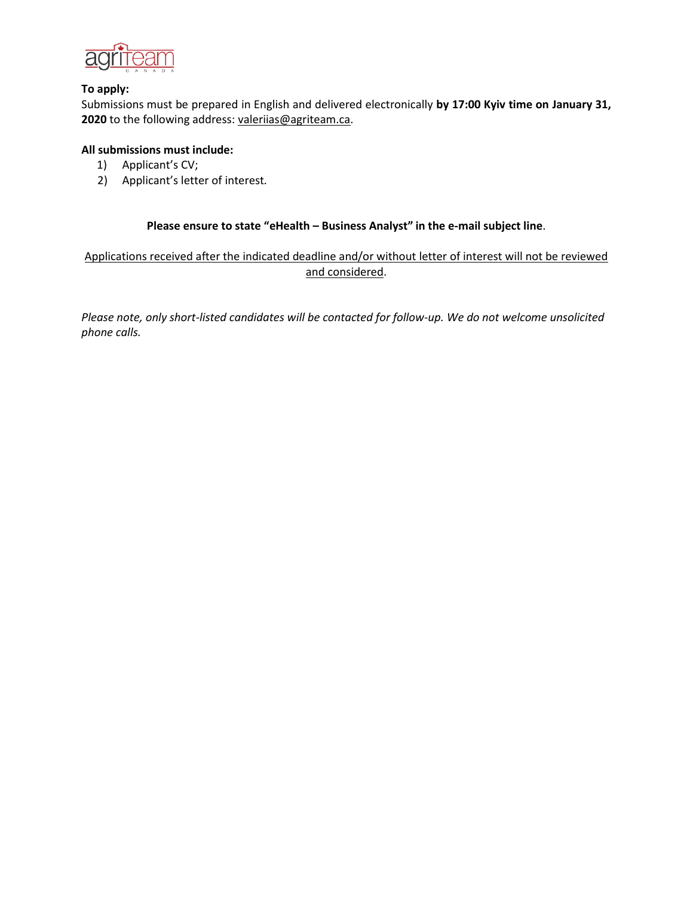**To apply:**

Submissions must be prepared in English and delivered electronically **by 17:00 Kyiv time on January 31, 2020** to the following address: valeriias@agriteam.ca.

**All submissions must include:**

1) Applicant's CV;
2) Applicant's letter of interest.

**Please ensure to state "eHealth – Business Analyst" in the e-mail subject line**.

Applications received after the indicated deadline and/or without letter of interest will not be reviewed and considered.

*Please note, only short-listed candidates will be contacted for follow-up. We do not welcome unsolicited phone calls.*